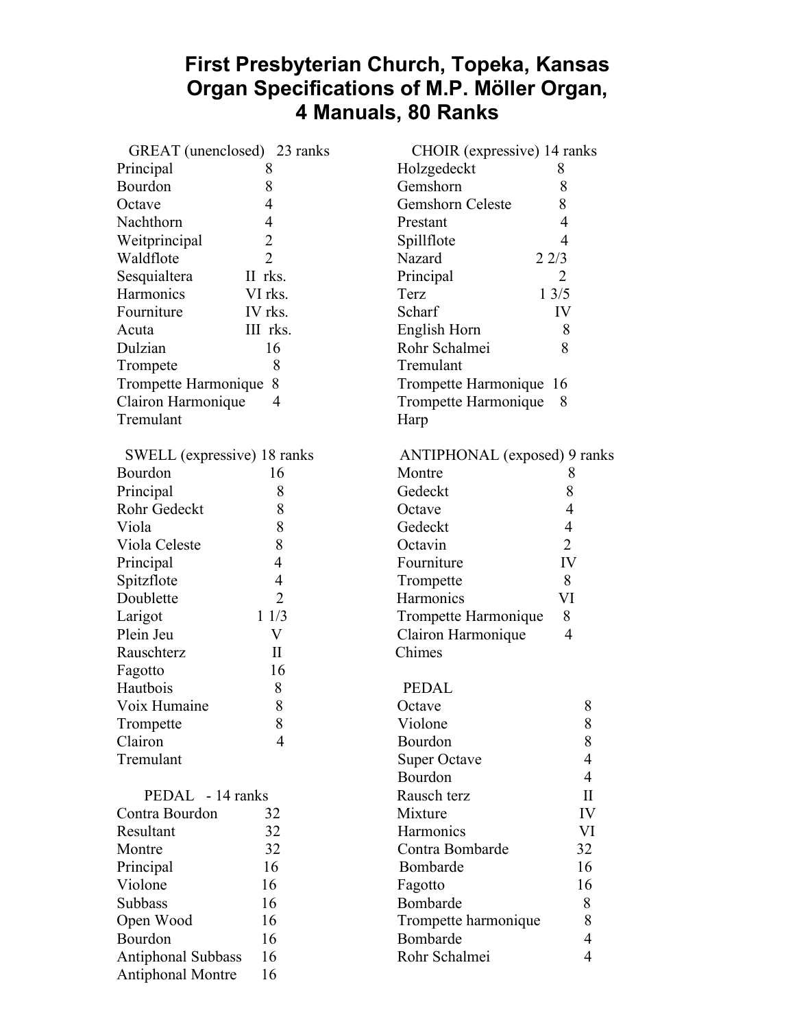# First Presbyterian Church, Topeka, Kansas
# Organ Specifications of M.P. Möller Organ, 4 Manuals, 80 Ranks

### GREAT (unenclosed) 23 ranks

| | |
|---|---|
| Principal | 8 |
| Bourdon | 8 |
| Octave | 4 |
| Nachthorn | 4 |
| Weitprincipal | 2 |
| Waldflote | 2 |
| Sesquialtera | II rks. |
| Harmonics | VI rks. |
| Fourniture | IV rks. |
| Acuta | III rks. |
| Dulzian | 16 |
| Trompete | 8 |
| Trompette Harmonique | 8 |
| Clairon Harmonique | 4 |
| Tremulant | |

### SWELL (expressive) 18 ranks

| | |
|---|---|
| Bourdon | 16 |
| Principal | 8 |
| Rohr Gedeckt | 8 |
| Viola | 8 |
| Viola Celeste | 8 |
| Principal | 4 |
| Spitzflote | 4 |
| Doublette | 2 |
| Larigot | 1 1/3 |
| Plein Jeu | V |
| Rauschterz | II |
| Fagotto | 16 |
| Hautbois | 8 |
| Voix Humaine | 8 |
| Trompette | 8 |
| Clairon | 4 |
| Tremulant | |

### PEDAL - 14 ranks

| | |
|---|---|
| Contra Bourdon | 32 |
| Resultant | 32 |
| Montre | 32 |
| Principal | 16 |
| Violone | 16 |
| Subbass | 16 |
| Open Wood | 16 |
| Bourdon | 16 |
| Antiphonal Subbass | 16 |
| Antiphonal Montre | 16 |

### CHOIR (expressive) 14 ranks

| | |
|---|---|
| Holzgedeckt | 8 |
| Gemshorn | 8 |
| Gemshorn Celeste | 8 |
| Prestant | 4 |
| Spillflote | 4 |
| Nazard | 2 2/3 |
| Principal | 2 |
| Terz | 1 3/5 |
| Scharf | IV |
| English Horn | 8 |
| Rohr Schalmei | 8 |
| Tremulant | |
| Trompette Harmonique | 16 |
| Trompette Harmonique | 8 |
| Harp | |

### ANTIPHONAL (exposed) 9 ranks

| | |
|---|---|
| Montre | 8 |
| Gedeckt | 8 |
| Octave | 4 |
| Gedeckt | 4 |
| Octavin | 2 |
| Fourniture | IV |
| Trompette | 8 |
| Harmonics | VI |
| Trompette Harmonique | 8 |
| Clairon Harmonique | 4 |
| Chimes | |

### PEDAL

| | |
|---|---|
| Octave | 8 |
| Violone | 8 |
| Bourdon | 8 |
| Super Octave | 4 |
| Bourdon | 4 |
| Rausch terz | II |
| Mixture | IV |
| Harmonics | VI |
| Contra Bombarde | 32 |
| Bombarde | 16 |
| Fagotto | 16 |
| Bombarde | 8 |
| Trompette harmonique | 8 |
| Bombarde | 4 |
| Rohr Schalmei | 4 |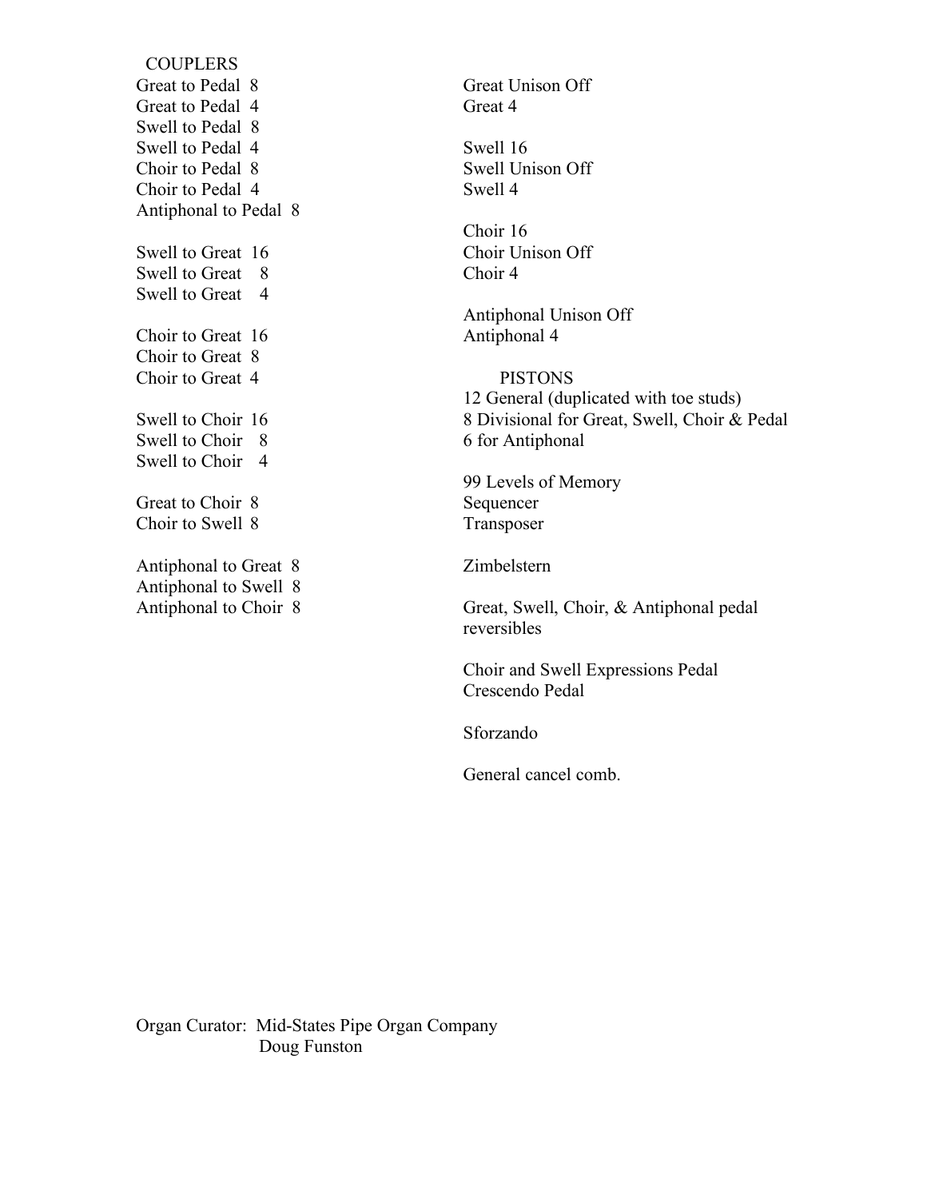## COUPLERS

Great to Pedal 8
Great to Pedal 4
Swell to Pedal 8
Swell to Pedal 4
Choir to Pedal 8
Choir to Pedal 4
Antiphonal to Pedal 8

Swell to Great 16
Swell to Great 8
Swell to Great 4

Choir to Great 16
Choir to Great 8
Choir to Great 4

Swell to Choir 16
Swell to Choir 8
Swell to Choir 4

Great to Choir 8
Choir to Swell 8

Antiphonal to Great 8
Antiphonal to Swell 8
Antiphonal to Choir 8

Great Unison Off
Great 4

Swell 16
Swell Unison Off
Swell 4

Choir 16
Choir Unison Off
Choir 4

Antiphonal Unison Off
Antiphonal 4

## PISTONS

12 General (duplicated with toe studs)
8 Divisional for Great, Swell, Choir & Pedal
6 for Antiphonal

99 Levels of Memory
Sequencer
Transposer

Zimbelstern

Great, Swell, Choir, & Antiphonal pedal reversibles

Choir and Swell Expressions Pedal
Crescendo Pedal

Sforzando

General cancel comb.

Organ Curator: Mid-States Pipe Organ Company
Doug Funston